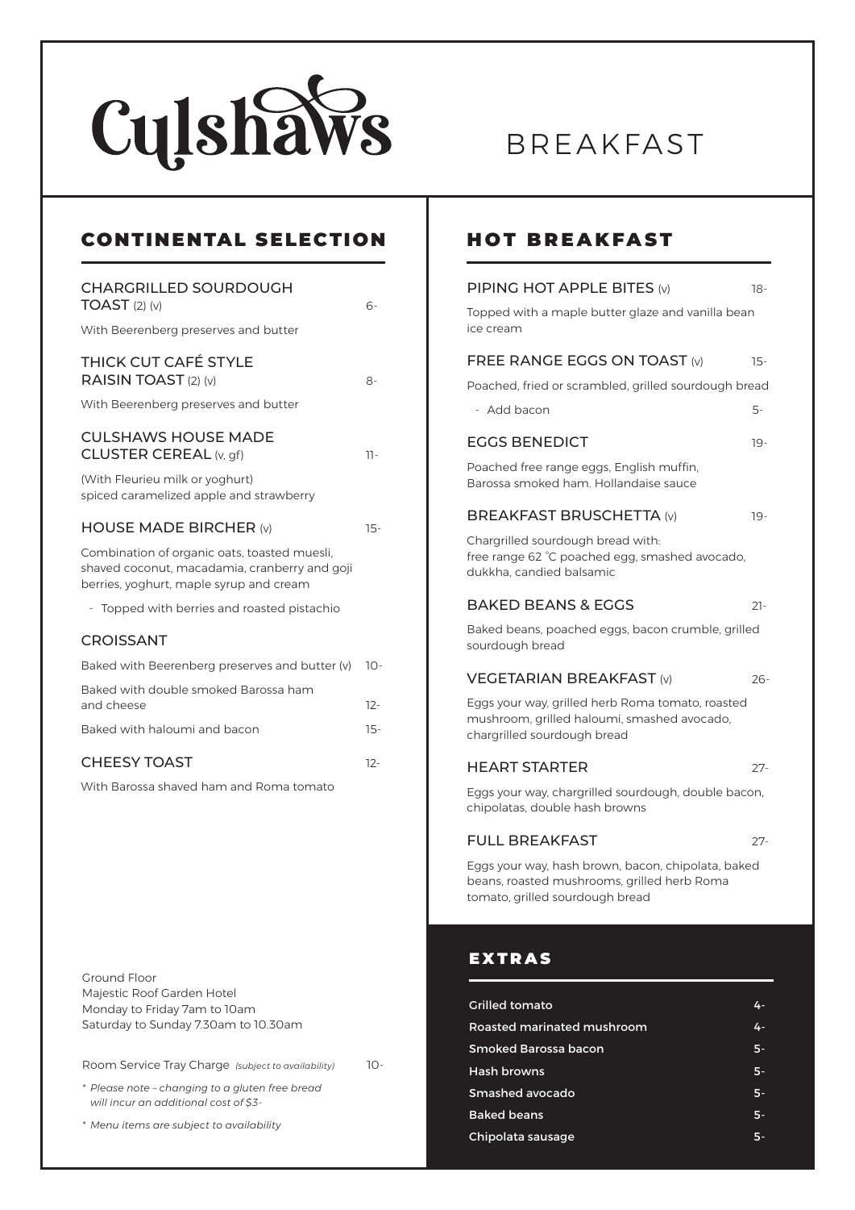# Culshaws

# BREAKFAST

## CONTINENTAL SELECTION

### CHARGRILLED SOURDOUGH TOAST (2) (v) — 6-

With Beerenberg preserves and butter

### THICK CUT CAFÉ STYLE RAISIN TOAST (2) (v) — 8-

With Beerenberg preserves and butter

### CULSHAWS HOUSE MADE CLUSTER CEREAL (v, gf) — 11-

(With Fleurieu milk or yoghurt) spiced caramelized apple and strawberry

### HOUSE MADE BIRCHER (v) — 15-

Combination of organic oats, toasted muesli, shaved coconut, macadamia, cranberry and goji berries, yoghurt, maple syrup and cream

- Topped with berries and roasted pistachio

### CROISSANT

| Item | Price |
| --- | --- |
| Baked with Beerenberg preserves and butter (v) | 10- |
| Baked with double smoked Barossa ham and cheese | 12- |
| Baked with haloumi and bacon | 15- |

### CHEESY TOAST — 12-

With Barossa shaved ham and Roma tomato

Ground Floor
Majestic Roof Garden Hotel
Monday to Friday 7am to 10am
Saturday to Sunday 7.30am to 10.30am

Room Service Tray Charge *(subject to availability)* — 10-

*\* Please note – changing to a gluten free bread will incur an additional cost of $3-*

*\* Menu items are subject to availability*

## HOT BREAKFAST

### PIPING HOT APPLE BITES (v) — 18-

Topped with a maple butter glaze and vanilla bean ice cream

### FREE RANGE EGGS ON TOAST (v) — 15-

Poached, fried or scrambled, grilled sourdough bread

- Add bacon — 5-

### EGGS BENEDICT — 19-

Poached free range eggs, English muffin, Barossa smoked ham. Hollandaise sauce

### BREAKFAST BRUSCHETTA (v) — 19-

Chargrilled sourdough bread with: free range 62 °C poached egg, smashed avocado, dukkha, candied balsamic

### BAKED BEANS & EGGS — 21-

Baked beans, poached eggs, bacon crumble, grilled sourdough bread

### VEGETARIAN BREAKFAST (v) — 26-

Eggs your way, grilled herb Roma tomato, roasted mushroom, grilled haloumi, smashed avocado, chargrilled sourdough bread

### HEART STARTER — 27-

Eggs your way, chargrilled sourdough, double bacon, chipolatas, double hash browns

### FULL BREAKFAST — 27-

Eggs your way, hash brown, bacon, chipolata, baked beans, roasted mushrooms, grilled herb Roma tomato, grilled sourdough bread

## EXTRAS

| Item | Price |
| --- | --- |
| Grilled tomato | 4- |
| Roasted marinated mushroom | 4- |
| Smoked Barossa bacon | 5- |
| Hash browns | 5- |
| Smashed avocado | 5- |
| Baked beans | 5- |
| Chipolata sausage | 5- |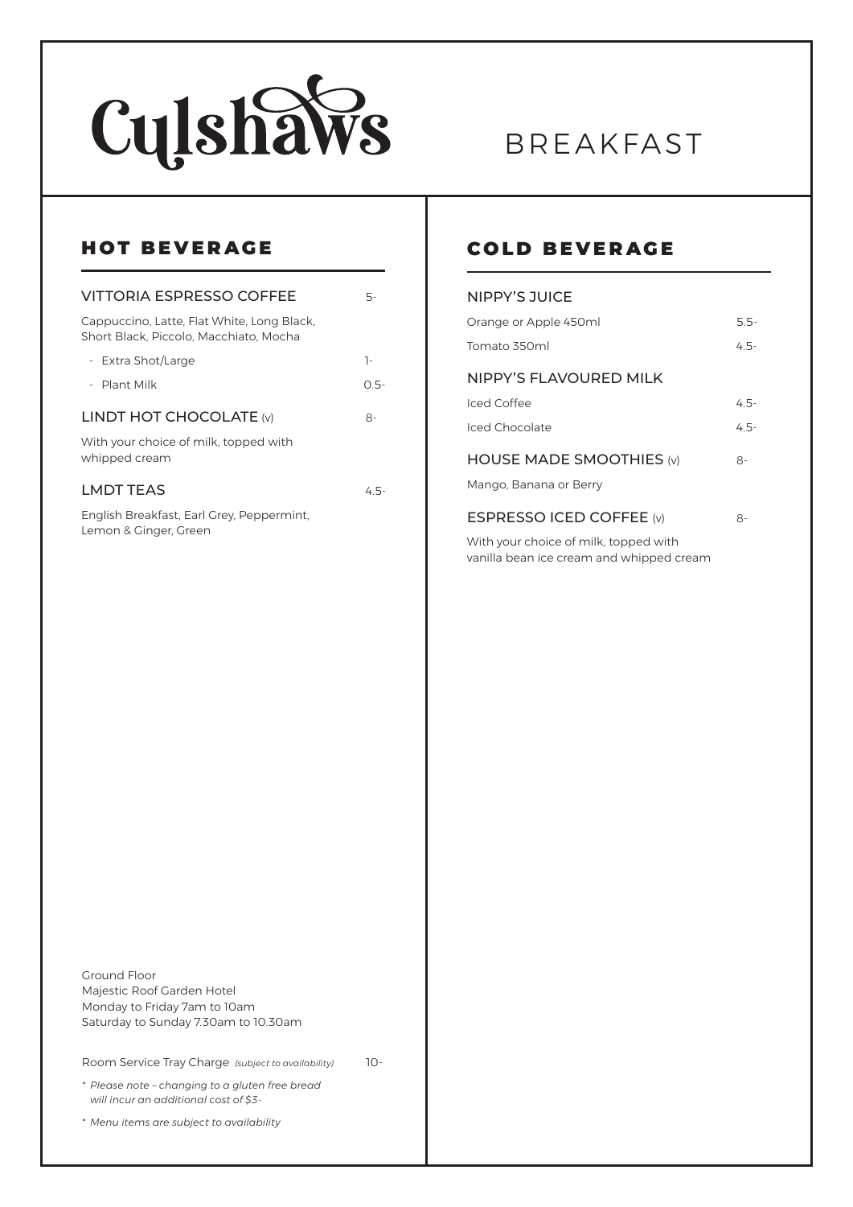# Culshaws

# BREAKFAST

## HOT BEVERAGE

**VITTORIA ESPRESSO COFFEE** 5-

Cappuccino, Latte, Flat White, Long Black, Short Black, Piccolo, Macchiato, Mocha

- Extra Shot/Large 1-
- Plant Milk 0.5-

**LINDT HOT CHOCOLATE** (v) 8-

With your choice of milk, topped with whipped cream

**LMDT TEAS** 4.5-

English Breakfast, Earl Grey, Peppermint, Lemon & Ginger, Green

## COLD BEVERAGE

**NIPPY'S JUICE**

Orange or Apple 450ml 5.5-

Tomato 350ml 4.5-

**NIPPY'S FLAVOURED MILK**

Iced Coffee 4.5-

Iced Chocolate 4.5-

**HOUSE MADE SMOOTHIES** (v) 8-

Mango, Banana or Berry

**ESPRESSO ICED COFFEE** (v) 8-

With your choice of milk, topped with vanilla bean ice cream and whipped cream

Ground Floor
Majestic Roof Garden Hotel
Monday to Friday 7am to 10am
Saturday to Sunday 7.30am to 10.30am

Room Service Tray Charge *(subject to availability)* 10-

\* *Please note – changing to a gluten free bread will incur an additional cost of $3-*

\* *Menu items are subject to availability*